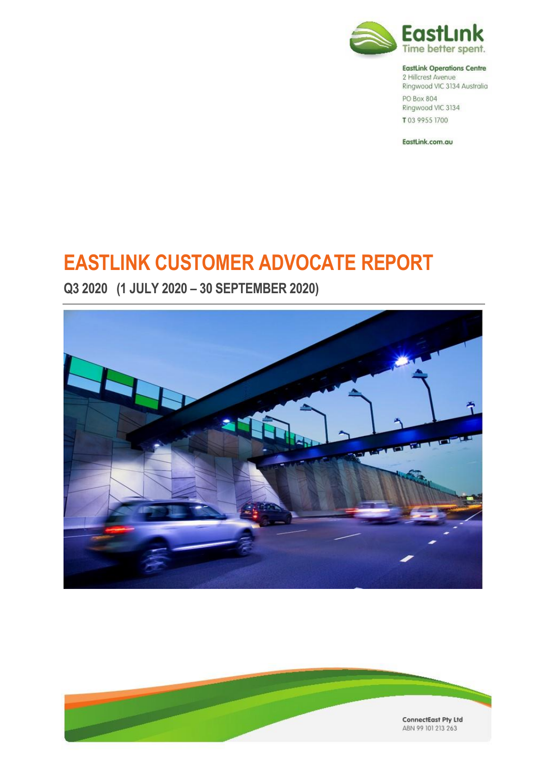EastLink
Time better spent.

**EastLink Operations Centre**
2 Hillcrest Avenue
Ringwood VIC 3134 Australia

PO Box 804
Ringwood VIC 3134

**T** 03 9955 1700

EastLink.com.au

# EASTLINK CUSTOMER ADVOCATE REPORT

## Q3 2020 (1 JULY 2020 – 30 SEPTEMBER 2020)

**ConnectEast Pty Ltd**
ABN 99 101 213 263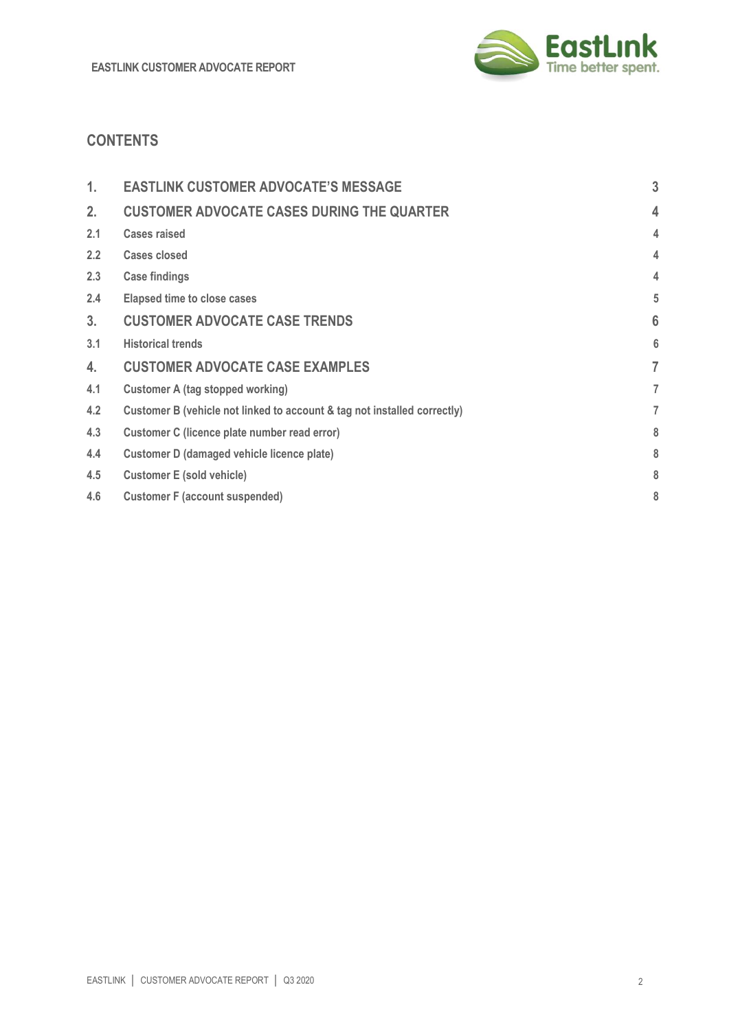# CONTENTS

| | | |
|---|---|---|
| 1. | EASTLINK CUSTOMER ADVOCATE'S MESSAGE | 3 |
| 2. | CUSTOMER ADVOCATE CASES DURING THE QUARTER | 4 |
| 2.1 | Cases raised | 4 |
| 2.2 | Cases closed | 4 |
| 2.3 | Case findings | 4 |
| 2.4 | Elapsed time to close cases | 5 |
| 3. | CUSTOMER ADVOCATE CASE TRENDS | 6 |
| 3.1 | Historical trends | 6 |
| 4. | CUSTOMER ADVOCATE CASE EXAMPLES | 7 |
| 4.1 | Customer A (tag stopped working) | 7 |
| 4.2 | Customer B (vehicle not linked to account & tag not installed correctly) | 7 |
| 4.3 | Customer C (licence plate number read error) | 8 |
| 4.4 | Customer D (damaged vehicle licence plate) | 8 |
| 4.5 | Customer E (sold vehicle) | 8 |
| 4.6 | Customer F (account suspended) | 8 |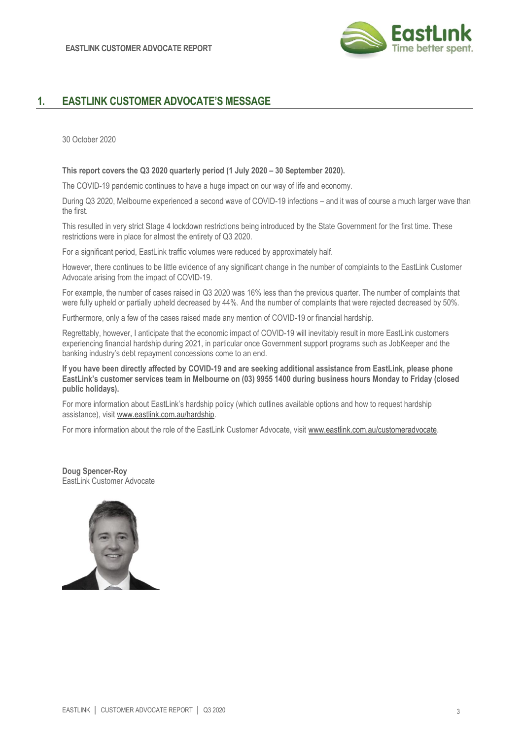## 1. EASTLINK CUSTOMER ADVOCATE'S MESSAGE

30 October 2020

**This report covers the Q3 2020 quarterly period (1 July 2020 – 30 September 2020).**

The COVID-19 pandemic continues to have a huge impact on our way of life and economy.

During Q3 2020, Melbourne experienced a second wave of COVID-19 infections – and it was of course a much larger wave than the first.

This resulted in very strict Stage 4 lockdown restrictions being introduced by the State Government for the first time. These restrictions were in place for almost the entirety of Q3 2020.

For a significant period, EastLink traffic volumes were reduced by approximately half.

However, there continues to be little evidence of any significant change in the number of complaints to the EastLink Customer Advocate arising from the impact of COVID-19.

For example, the number of cases raised in Q3 2020 was 16% less than the previous quarter. The number of complaints that were fully upheld or partially upheld decreased by 44%. And the number of complaints that were rejected decreased by 50%.

Furthermore, only a few of the cases raised made any mention of COVID-19 or financial hardship.

Regrettably, however, I anticipate that the economic impact of COVID-19 will inevitably result in more EastLink customers experiencing financial hardship during 2021, in particular once Government support programs such as JobKeeper and the banking industry's debt repayment concessions come to an end.

**If you have been directly affected by COVID-19 and are seeking additional assistance from EastLink, please phone EastLink's customer services team in Melbourne on (03) 9955 1400 during business hours Monday to Friday (closed public holidays).**

For more information about EastLink's hardship policy (which outlines available options and how to request hardship assistance), visit www.eastlink.com.au/hardship.

For more information about the role of the EastLink Customer Advocate, visit www.eastlink.com.au/customeradvocate.

**Doug Spencer-Roy**
EastLink Customer Advocate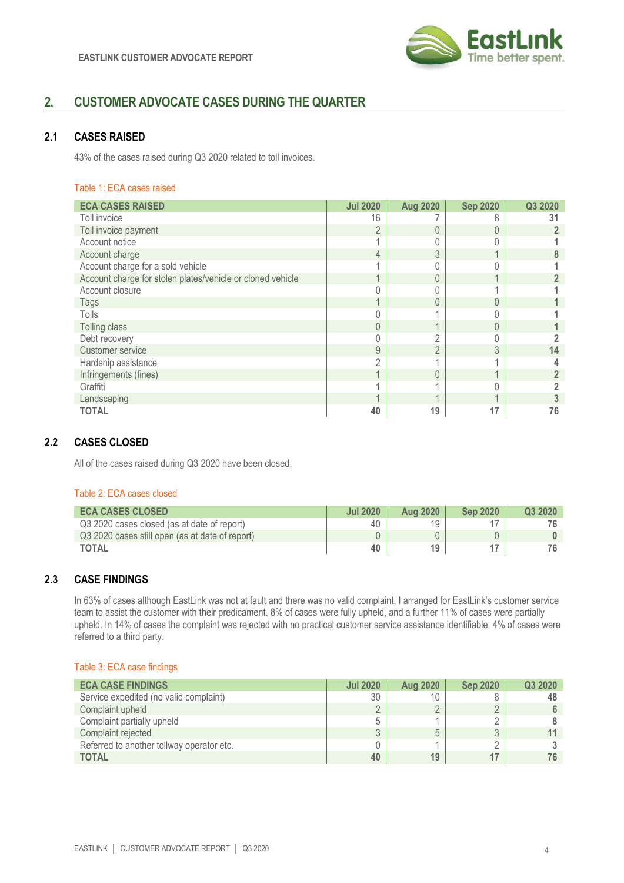## 2. CUSTOMER ADVOCATE CASES DURING THE QUARTER

### 2.1 CASES RAISED

43% of the cases raised during Q3 2020 related to toll invoices.

Table 1: ECA cases raised

| ECA CASES RAISED | Jul 2020 | Aug 2020 | Sep 2020 | Q3 2020 |
|---|---|---|---|---|
| Toll invoice | 16 | 7 | 8 | **31** |
| Toll invoice payment | 2 | 0 | 0 | **2** |
| Account notice | 1 | 0 | 0 | **1** |
| Account charge | 4 | 3 | 1 | **8** |
| Account charge for a sold vehicle | 1 | 0 | 0 | **1** |
| Account charge for stolen plates/vehicle or cloned vehicle | 1 | 0 | 1 | **2** |
| Account closure | 0 | 0 | 1 | **1** |
| Tags | 1 | 0 | 0 | **1** |
| Tolls | 0 | 1 | 0 | **1** |
| Tolling class | 0 | 1 | 0 | **1** |
| Debt recovery | 0 | 2 | 0 | **2** |
| Customer service | 9 | 2 | 3 | **14** |
| Hardship assistance | 2 | 1 | 1 | **4** |
| Infringements (fines) | 1 | 0 | 1 | **2** |
| Graffiti | 1 | 1 | 0 | **2** |
| Landscaping | 1 | 1 | 1 | **3** |
| **TOTAL** | **40** | **19** | **17** | **76** |

### 2.2 CASES CLOSED

All of the cases raised during Q3 2020 have been closed.

Table 2: ECA cases closed

| ECA CASES CLOSED | Jul 2020 | Aug 2020 | Sep 2020 | Q3 2020 |
|---|---|---|---|---|
| Q3 2020 cases closed (as at date of report) | 40 | 19 | 17 | **76** |
| Q3 2020 cases still open (as at date of report) | 0 | 0 | 0 | **0** |
| **TOTAL** | **40** | **19** | **17** | **76** |

### 2.3 CASE FINDINGS

In 63% of cases although EastLink was not at fault and there was no valid complaint, I arranged for EastLink's customer service team to assist the customer with their predicament. 8% of cases were fully upheld, and a further 11% of cases were partially upheld. In 14% of cases the complaint was rejected with no practical customer service assistance identifiable. 4% of cases were referred to a third party.

Table 3: ECA case findings

| ECA CASE FINDINGS | Jul 2020 | Aug 2020 | Sep 2020 | Q3 2020 |
|---|---|---|---|---|
| Service expedited (no valid complaint) | 30 | 10 | 8 | **48** |
| Complaint upheld | 2 | 2 | 2 | **6** |
| Complaint partially upheld | 5 | 1 | 2 | **8** |
| Complaint rejected | 3 | 5 | 3 | **11** |
| Referred to another tollway operator etc. | 0 | 1 | 2 | **3** |
| **TOTAL** | **40** | **19** | **17** | **76** |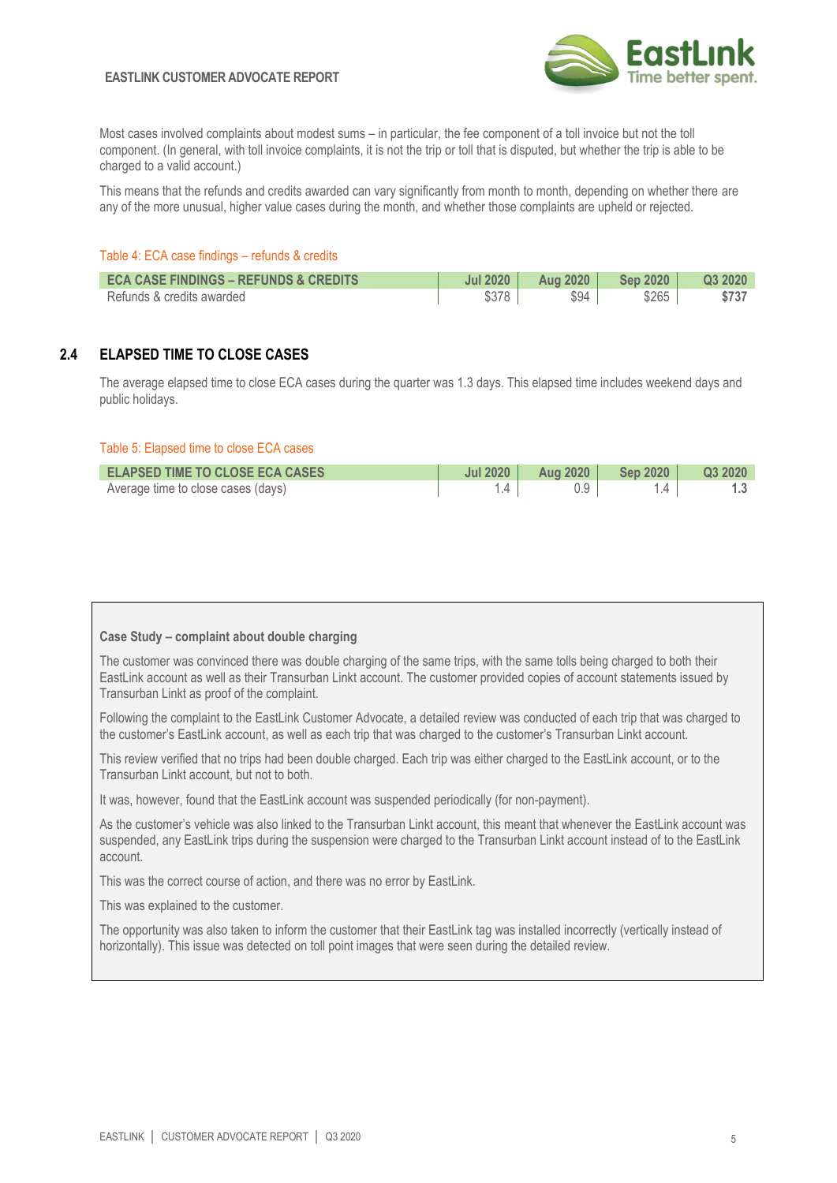Most cases involved complaints about modest sums – in particular, the fee component of a toll invoice but not the toll component. (In general, with toll invoice complaints, it is not the trip or toll that is disputed, but whether the trip is able to be charged to a valid account.)

This means that the refunds and credits awarded can vary significantly from month to month, depending on whether there are any of the more unusual, higher value cases during the month, and whether those complaints are upheld or rejected.

Table 4: ECA case findings – refunds & credits

| ECA CASE FINDINGS – REFUNDS & CREDITS | Jul 2020 | Aug 2020 | Sep 2020 | Q3 2020 |
|---|---|---|---|---|
| Refunds & credits awarded | $378 | $94 | $265 | **$737** |

## 2.4 ELAPSED TIME TO CLOSE CASES

The average elapsed time to close ECA cases during the quarter was 1.3 days. This elapsed time includes weekend days and public holidays.

Table 5: Elapsed time to close ECA cases

| ELAPSED TIME TO CLOSE ECA CASES | Jul 2020 | Aug 2020 | Sep 2020 | Q3 2020 |
|---|---|---|---|---|
| Average time to close cases (days) | 1.4 | 0.9 | 1.4 | **1.3** |

**Case Study – complaint about double charging**

The customer was convinced there was double charging of the same trips, with the same tolls being charged to both their EastLink account as well as their Transurban Linkt account. The customer provided copies of account statements issued by Transurban Linkt as proof of the complaint.

Following the complaint to the EastLink Customer Advocate, a detailed review was conducted of each trip that was charged to the customer's EastLink account, as well as each trip that was charged to the customer's Transurban Linkt account.

This review verified that no trips had been double charged. Each trip was either charged to the EastLink account, or to the Transurban Linkt account, but not to both.

It was, however, found that the EastLink account was suspended periodically (for non-payment).

As the customer's vehicle was also linked to the Transurban Linkt account, this meant that whenever the EastLink account was suspended, any EastLink trips during the suspension were charged to the Transurban Linkt account instead of to the EastLink account.

This was the correct course of action, and there was no error by EastLink.

This was explained to the customer.

The opportunity was also taken to inform the customer that their EastLink tag was installed incorrectly (vertically instead of horizontally). This issue was detected on toll point images that were seen during the detailed review.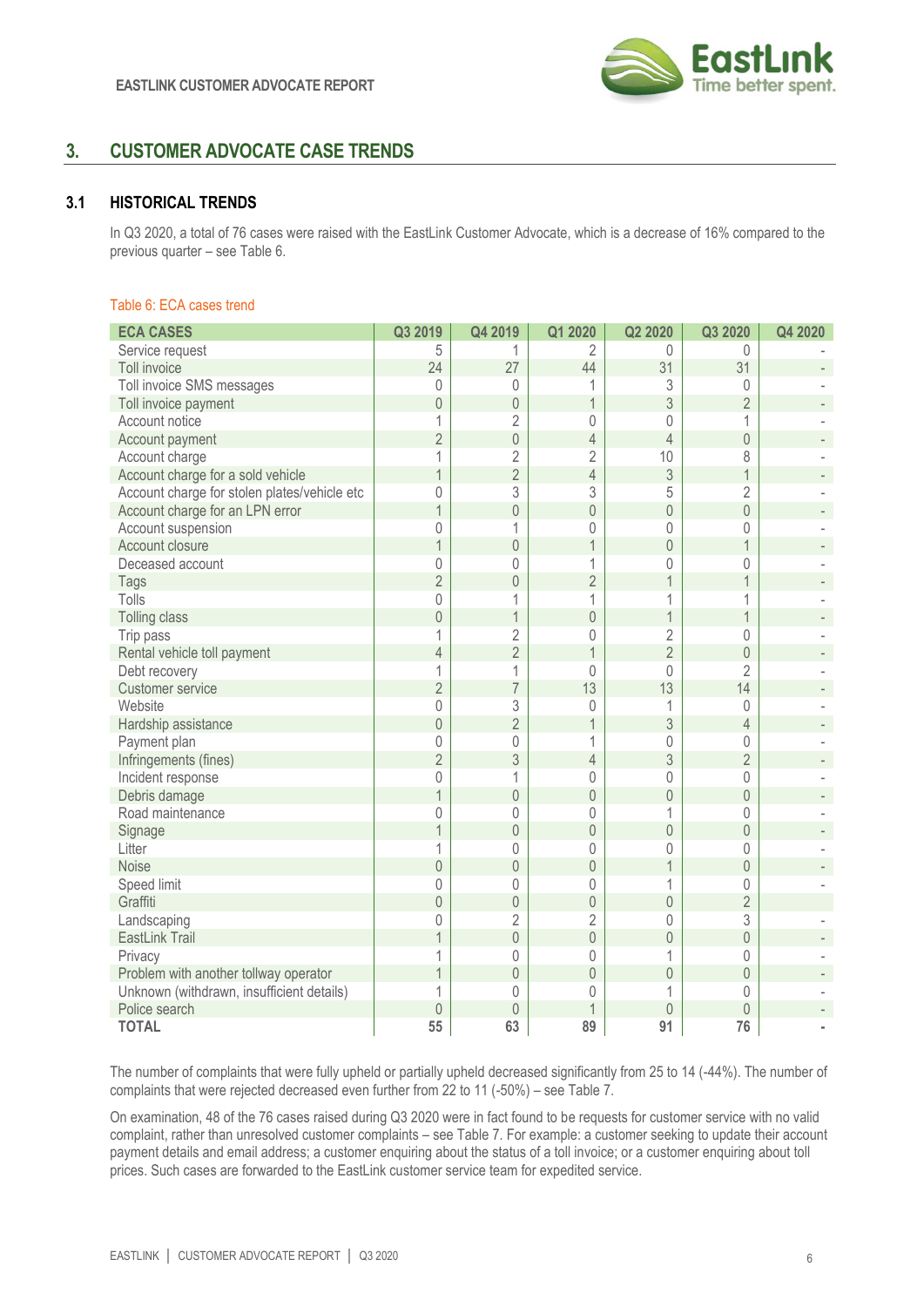## 3. CUSTOMER ADVOCATE CASE TRENDS

### 3.1 HISTORICAL TRENDS

In Q3 2020, a total of 76 cases were raised with the EastLink Customer Advocate, which is a decrease of 16% compared to the previous quarter – see Table 6.

Table 6: ECA cases trend

| ECA CASES | Q3 2019 | Q4 2019 | Q1 2020 | Q2 2020 | Q3 2020 | Q4 2020 |
|---|---|---|---|---|---|---|
| Service request | 5 | 1 | 2 | 0 | 0 | - |
| Toll invoice | 24 | 27 | 44 | 31 | 31 | - |
| Toll invoice SMS messages | 0 | 0 | 1 | 3 | 0 | - |
| Toll invoice payment | 0 | 0 | 1 | 3 | 2 | - |
| Account notice | 1 | 2 | 0 | 0 | 1 | - |
| Account payment | 2 | 0 | 4 | 4 | 0 | - |
| Account charge | 1 | 2 | 2 | 10 | 8 | - |
| Account charge for a sold vehicle | 1 | 2 | 4 | 3 | 1 | - |
| Account charge for stolen plates/vehicle etc | 0 | 3 | 3 | 5 | 2 | - |
| Account charge for an LPN error | 1 | 0 | 0 | 0 | 0 | - |
| Account suspension | 0 | 1 | 0 | 0 | 0 | - |
| Account closure | 1 | 0 | 1 | 0 | 1 | - |
| Deceased account | 0 | 0 | 1 | 0 | 0 | - |
| Tags | 2 | 0 | 2 | 1 | 1 | - |
| Tolls | 0 | 1 | 1 | 1 | 1 | - |
| Tolling class | 0 | 1 | 0 | 1 | 1 | - |
| Trip pass | 1 | 2 | 0 | 2 | 0 | - |
| Rental vehicle toll payment | 4 | 2 | 1 | 2 | 0 | - |
| Debt recovery | 1 | 1 | 0 | 0 | 2 | - |
| Customer service | 2 | 7 | 13 | 13 | 14 | - |
| Website | 0 | 3 | 0 | 1 | 0 | - |
| Hardship assistance | 0 | 2 | 1 | 3 | 4 | - |
| Payment plan | 0 | 0 | 1 | 0 | 0 | - |
| Infringements (fines) | 2 | 3 | 4 | 3 | 2 | - |
| Incident response | 0 | 1 | 0 | 0 | 0 | - |
| Debris damage | 1 | 0 | 0 | 0 | 0 | - |
| Road maintenance | 0 | 0 | 0 | 1 | 0 | - |
| Signage | 1 | 0 | 0 | 0 | 0 | - |
| Litter | 1 | 0 | 0 | 0 | 0 | - |
| Noise | 0 | 0 | 0 | 1 | 0 | - |
| Speed limit | 0 | 0 | 0 | 1 | 0 | - |
| Graffiti | 0 | 0 | 0 | 0 | 2 | |
| Landscaping | 0 | 2 | 2 | 0 | 3 | - |
| EastLink Trail | 1 | 0 | 0 | 0 | 0 | - |
| Privacy | 1 | 0 | 0 | 1 | 0 | - |
| Problem with another tollway operator | 1 | 0 | 0 | 0 | 0 | - |
| Unknown (withdrawn, insufficient details) | 1 | 0 | 0 | 1 | 0 | - |
| Police search | 0 | 0 | 1 | 0 | 0 | - |
| **TOTAL** | **55** | **63** | **89** | **91** | **76** | **-** |

The number of complaints that were fully upheld or partially upheld decreased significantly from 25 to 14 (-44%). The number of complaints that were rejected decreased even further from 22 to 11 (-50%) – see Table 7.

On examination, 48 of the 76 cases raised during Q3 2020 were in fact found to be requests for customer service with no valid complaint, rather than unresolved customer complaints – see Table 7. For example: a customer seeking to update their account payment details and email address; a customer enquiring about the status of a toll invoice; or a customer enquiring about toll prices. Such cases are forwarded to the EastLink customer service team for expedited service.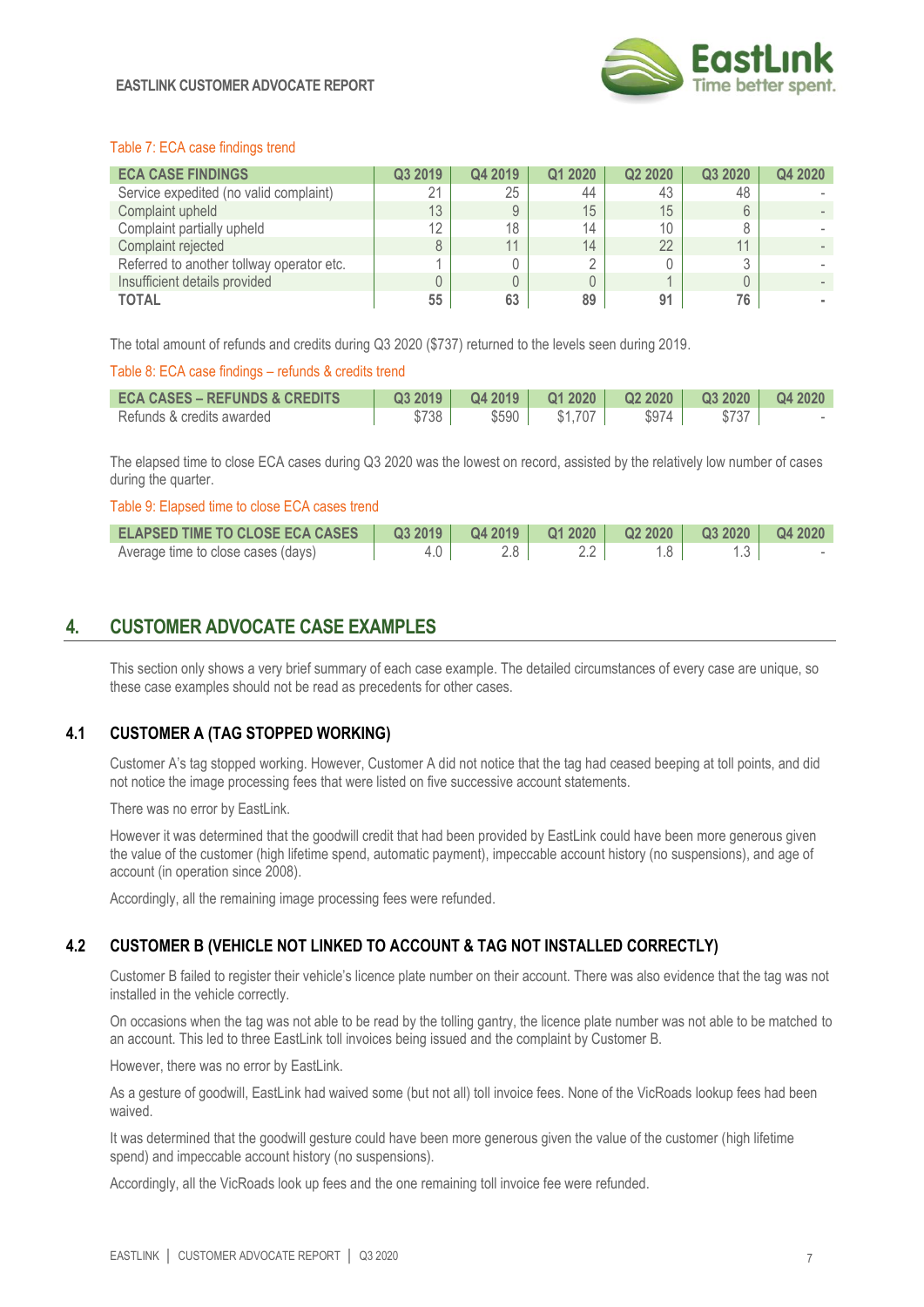Table 7: ECA case findings trend

| ECA CASE FINDINGS | Q3 2019 | Q4 2019 | Q1 2020 | Q2 2020 | Q3 2020 | Q4 2020 |
|---|---|---|---|---|---|---|
| Service expedited (no valid complaint) | 21 | 25 | 44 | 43 | 48 | - |
| Complaint upheld | 13 | 9 | 15 | 15 | 6 | - |
| Complaint partially upheld | 12 | 18 | 14 | 10 | 8 | - |
| Complaint rejected | 8 | 11 | 14 | 22 | 11 | - |
| Referred to another tollway operator etc. | 1 | 0 | 2 | 0 | 3 | - |
| Insufficient details provided | 0 | 0 | 0 | 1 | 0 | - |
| **TOTAL** | **55** | **63** | **89** | **91** | **76** | **-** |

The total amount of refunds and credits during Q3 2020 ($737) returned to the levels seen during 2019.

Table 8: ECA case findings – refunds & credits trend

| ECA CASES – REFUNDS & CREDITS | Q3 2019 | Q4 2019 | Q1 2020 | Q2 2020 | Q3 2020 | Q4 2020 |
|---|---|---|---|---|---|---|
| Refunds & credits awarded | $738 | $590 | $1,707 | $974 | $737 | - |

The elapsed time to close ECA cases during Q3 2020 was the lowest on record, assisted by the relatively low number of cases during the quarter.

Table 9: Elapsed time to close ECA cases trend

| ELAPSED TIME TO CLOSE ECA CASES | Q3 2019 | Q4 2019 | Q1 2020 | Q2 2020 | Q3 2020 | Q4 2020 |
|---|---|---|---|---|---|---|
| Average time to close cases (days) | 4.0 | 2.8 | 2.2 | 1.8 | 1.3 | - |

# 4. CUSTOMER ADVOCATE CASE EXAMPLES

This section only shows a very brief summary of each case example. The detailed circumstances of every case are unique, so these case examples should not be read as precedents for other cases.

## 4.1 CUSTOMER A (TAG STOPPED WORKING)

Customer A's tag stopped working. However, Customer A did not notice that the tag had ceased beeping at toll points, and did not notice the image processing fees that were listed on five successive account statements.

There was no error by EastLink.

However it was determined that the goodwill credit that had been provided by EastLink could have been more generous given the value of the customer (high lifetime spend, automatic payment), impeccable account history (no suspensions), and age of account (in operation since 2008).

Accordingly, all the remaining image processing fees were refunded.

## 4.2 CUSTOMER B (VEHICLE NOT LINKED TO ACCOUNT & TAG NOT INSTALLED CORRECTLY)

Customer B failed to register their vehicle's licence plate number on their account. There was also evidence that the tag was not installed in the vehicle correctly.

On occasions when the tag was not able to be read by the tolling gantry, the licence plate number was not able to be matched to an account. This led to three EastLink toll invoices being issued and the complaint by Customer B.

However, there was no error by EastLink.

As a gesture of goodwill, EastLink had waived some (but not all) toll invoice fees. None of the VicRoads lookup fees had been waived.

It was determined that the goodwill gesture could have been more generous given the value of the customer (high lifetime spend) and impeccable account history (no suspensions).

Accordingly, all the VicRoads look up fees and the one remaining toll invoice fee were refunded.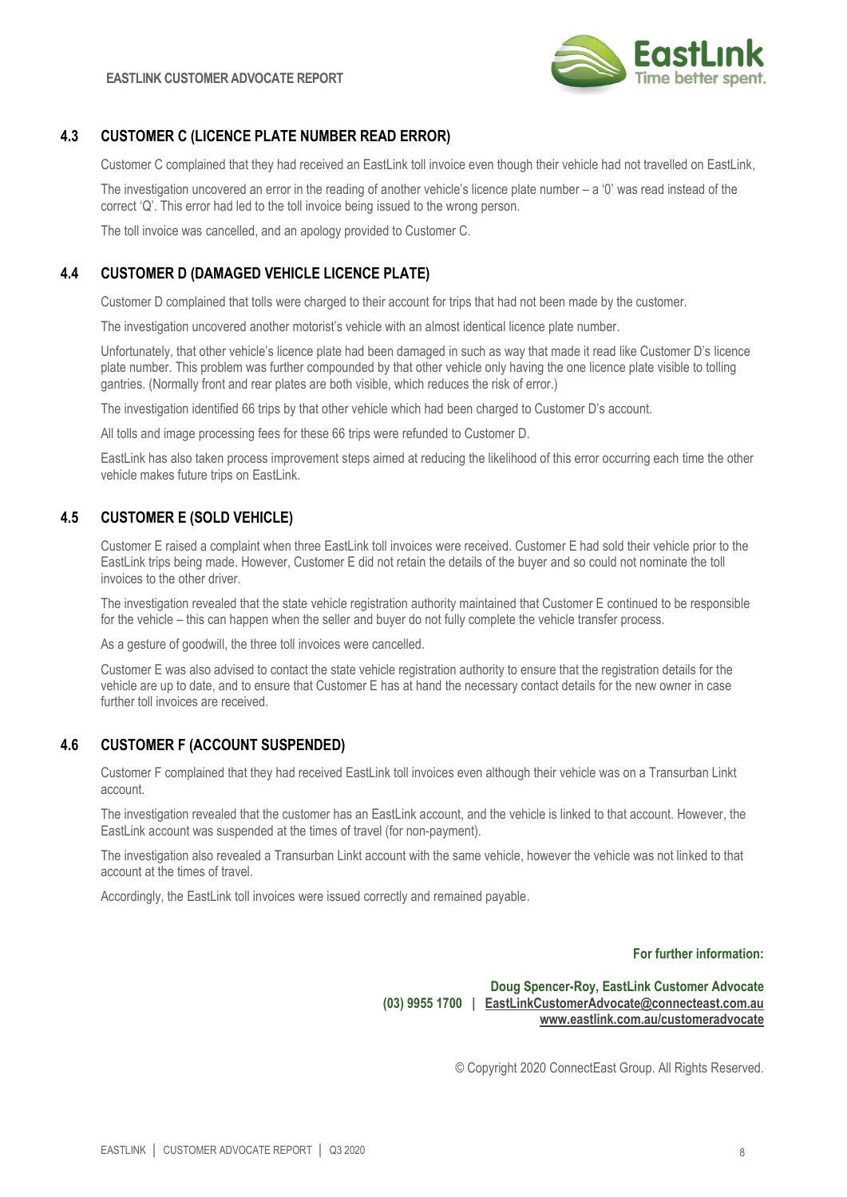## 4.3 CUSTOMER C (LICENCE PLATE NUMBER READ ERROR)

Customer C complained that they had received an EastLink toll invoice even though their vehicle had not travelled on EastLink,

The investigation uncovered an error in the reading of another vehicle's licence plate number – a '0' was read instead of the correct 'Q'. This error had led to the toll invoice being issued to the wrong person.

The toll invoice was cancelled, and an apology provided to Customer C.

## 4.4 CUSTOMER D (DAMAGED VEHICLE LICENCE PLATE)

Customer D complained that tolls were charged to their account for trips that had not been made by the customer.

The investigation uncovered another motorist's vehicle with an almost identical licence plate number.

Unfortunately, that other vehicle's licence plate had been damaged in such as way that made it read like Customer D's licence plate number. This problem was further compounded by that other vehicle only having the one licence plate visible to tolling gantries. (Normally front and rear plates are both visible, which reduces the risk of error.)

The investigation identified 66 trips by that other vehicle which had been charged to Customer D's account.

All tolls and image processing fees for these 66 trips were refunded to Customer D.

EastLink has also taken process improvement steps aimed at reducing the likelihood of this error occurring each time the other vehicle makes future trips on EastLink.

## 4.5 CUSTOMER E (SOLD VEHICLE)

Customer E raised a complaint when three EastLink toll invoices were received. Customer E had sold their vehicle prior to the EastLink trips being made. However, Customer E did not retain the details of the buyer and so could not nominate the toll invoices to the other driver.

The investigation revealed that the state vehicle registration authority maintained that Customer E continued to be responsible for the vehicle – this can happen when the seller and buyer do not fully complete the vehicle transfer process.

As a gesture of goodwill, the three toll invoices were cancelled.

Customer E was also advised to contact the state vehicle registration authority to ensure that the registration details for the vehicle are up to date, and to ensure that Customer E has at hand the necessary contact details for the new owner in case further toll invoices are received.

## 4.6 CUSTOMER F (ACCOUNT SUSPENDED)

Customer F complained that they had received EastLink toll invoices even although their vehicle was on a Transurban Linkt account.

The investigation revealed that the customer has an EastLink account, and the vehicle is linked to that account. However, the EastLink account was suspended at the times of travel (for non-payment).

The investigation also revealed a Transurban Linkt account with the same vehicle, however the vehicle was not linked to that account at the times of travel.

Accordingly, the EastLink toll invoices were issued correctly and remained payable.

**For further information:**

**Doug Spencer-Roy, EastLink Customer Advocate**
**(03) 9955 1700 | EastLinkCustomerAdvocate@connecteast.com.au**
**www.eastlink.com.au/customeradvocate**

© Copyright 2020 ConnectEast Group. All Rights Reserved.